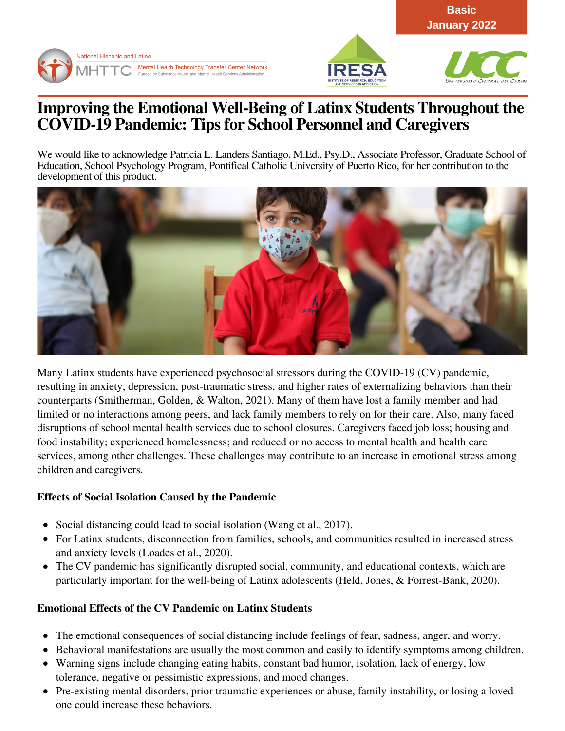Basic
January 2022

National Hispanic and Latino MHTTC Mental Health Technology Transfer Center Network Funded by Substance Abuse and Mental Health Services Administration

# Improving the Emotional Well-Being of Latinx Students Throughout the COVID-19 Pandemic: Tips for School Personnel and Caregivers

We would like to acknowledge Patricia L. Landers Santiago, M.Ed., Psy.D., Associate Professor, Graduate School of Education, School Psychology Program, Pontifical Catholic University of Puerto Rico, for her contribution to the development of this product.

Many Latinx students have experienced psychosocial stressors during the COVID-19 (CV) pandemic, resulting in anxiety, depression, post-traumatic stress, and higher rates of externalizing behaviors than their counterparts (Smitherman, Golden, & Walton, 2021). Many of them have lost a family member and had limited or no interactions among peers, and lack family members to rely on for their care. Also, many faced disruptions of school mental health services due to school closures. Caregivers faced job loss; housing and food instability; experienced homelessness; and reduced or no access to mental health and health care services, among other challenges. These challenges may contribute to an increase in emotional stress among children and caregivers.

**Effects of Social Isolation Caused by the Pandemic**

- Social distancing could lead to social isolation (Wang et al., 2017).
- For Latinx students, disconnection from families, schools, and communities resulted in increased stress and anxiety levels (Loades et al., 2020).
- The CV pandemic has significantly disrupted social, community, and educational contexts, which are particularly important for the well-being of Latinx adolescents (Held, Jones, & Forrest-Bank, 2020).

**Emotional Effects of the CV Pandemic on Latinx Students**

- The emotional consequences of social distancing include feelings of fear, sadness, anger, and worry.
- Behavioral manifestations are usually the most common and easily to identify symptoms among children.
- Warning signs include changing eating habits, constant bad humor, isolation, lack of energy, low tolerance, negative or pessimistic expressions, and mood changes.
- Pre-existing mental disorders, prior traumatic experiences or abuse, family instability, or losing a loved one could increase these behaviors.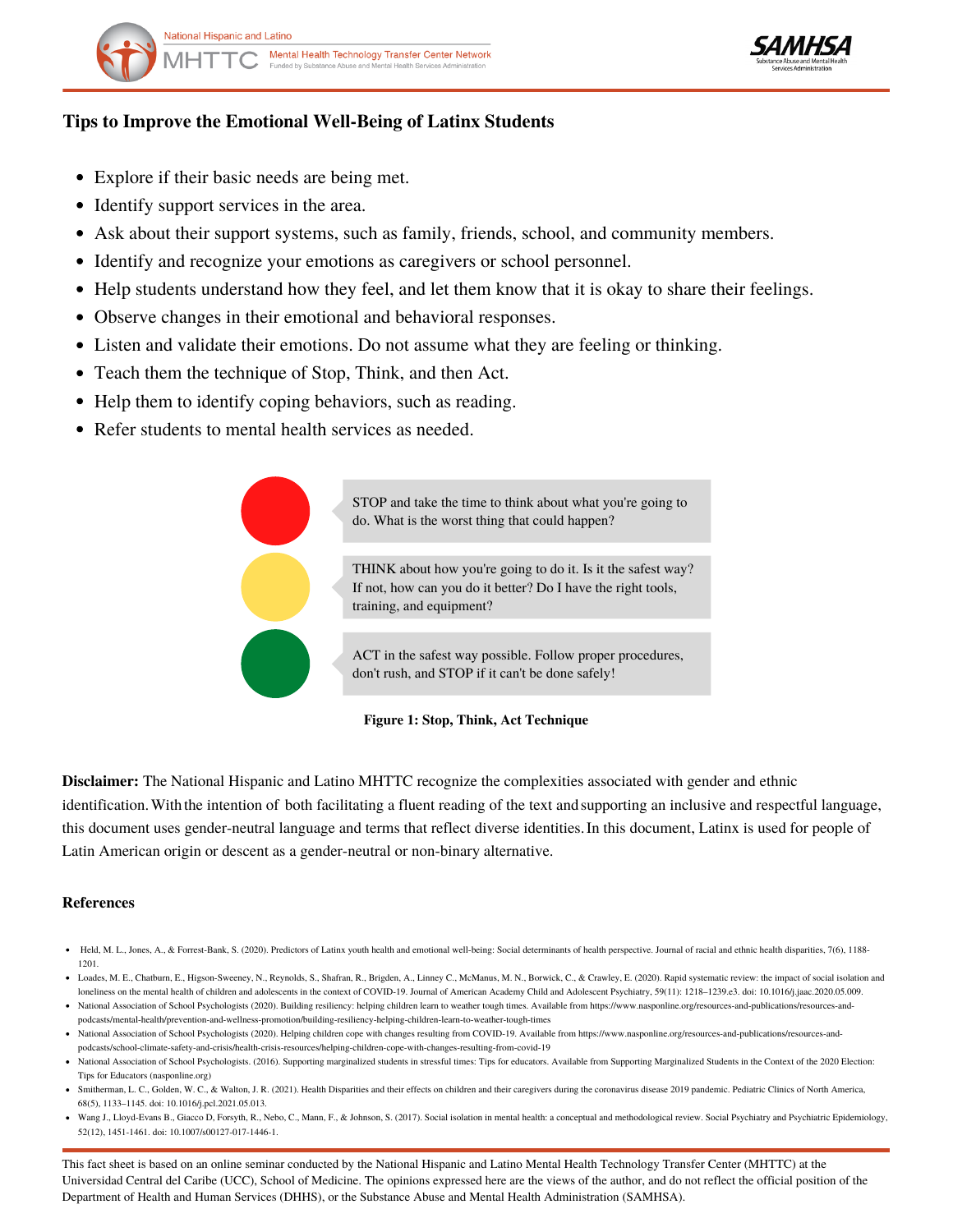## Tips to Improve the Emotional Well-Being of Latinx Students

- Explore if their basic needs are being met.
- Identify support services in the area.
- Ask about their support systems, such as family, friends, school, and community members.
- Identify and recognize your emotions as caregivers or school personnel.
- Help students understand how they feel, and let them know that it is okay to share their feelings.
- Observe changes in their emotional and behavioral responses.
- Listen and validate their emotions. Do not assume what they are feeling or thinking.
- Teach them the technique of Stop, Think, and then Act.
- Help them to identify coping behaviors, such as reading.
- Refer students to mental health services as needed.

STOP and take the time to think about what you're going to do. What is the worst thing that could happen?

THINK about how you're going to do it. Is it the safest way? If not, how can you do it better? Do I have the right tools, training, and equipment?

ACT in the safest way possible. Follow proper procedures, don't rush, and STOP if it can't be done safely!

**Figure 1: Stop, Think, Act Technique**

**Disclaimer:** The National Hispanic and Latino MHTTC recognize the complexities associated with gender and ethnic identification. With the intention of both facilitating a fluent reading of the text and supporting an inclusive and respectful language, this document uses gender-neutral language and terms that reflect diverse identities. In this document, Latinx is used for people of Latin American origin or descent as a gender-neutral or non-binary alternative.

### References

- Held, M. L., Jones, A., & Forrest-Bank, S. (2020). Predictors of Latinx youth health and emotional well-being: Social determinants of health perspective. Journal of racial and ethnic health disparities, 7(6), 1188-1201.
- Loades, M. E., Chatburn, E., Higson-Sweeney, N., Reynolds, S., Shafran, R., Brigden, A., Linney C., McManus, M. N., Borwick, C., & Crawley, E. (2020). Rapid systematic review: the impact of social isolation and loneliness on the mental health of children and adolescents in the context of COVID-19. Journal of American Academy Child and Adolescent Psychiatry, 59(11): 1218–1239.e3. doi: 10.1016/j.jaac.2020.05.009.
- National Association of School Psychologists (2020). Building resiliency: helping children learn to weather tough times. Available from https://www.nasponline.org/resources-and-publications/resources-and-podcasts/mental-health/prevention-and-wellness-promotion/building-resiliency-helping-children-learn-to-weather-tough-times
- National Association of School Psychologists (2020). Helping children cope with changes resulting from COVID-19. Available from https://www.nasponline.org/resources-and-publications/resources-and-podcasts/school-climate-safety-and-crisis/health-crisis-resources/helping-children-cope-with-changes-resulting-from-covid-19
- National Association of School Psychologists. (2016). Supporting marginalized students in stressful times: Tips for educators. Available from Supporting Marginalized Students in the Context of the 2020 Election: Tips for Educators (nasponline.org)
- Smitherman, L. C., Golden, W. C., & Walton, J. R. (2021). Health Disparities and their effects on children and their caregivers during the coronavirus disease 2019 pandemic. Pediatric Clinics of North America, 68(5), 1133–1145. doi: 10.1016/j.pcl.2021.05.013.
- Wang J., Lloyd-Evans B., Giacco D, Forsyth, R., Nebo, C., Mann, F., & Johnson, S. (2017). Social isolation in mental health: a conceptual and methodological review. Social Psychiatry and Psychiatric Epidemiology, 52(12), 1451-1461. doi: 10.1007/s00127-017-1446-1.

This fact sheet is based on an online seminar conducted by the National Hispanic and Latino Mental Health Technology Transfer Center (MHTTC) at the Universidad Central del Caribe (UCC), School of Medicine. The opinions expressed here are the views of the author, and do not reflect the official position of the Department of Health and Human Services (DHHS), or the Substance Abuse and Mental Health Administration (SAMHSA).